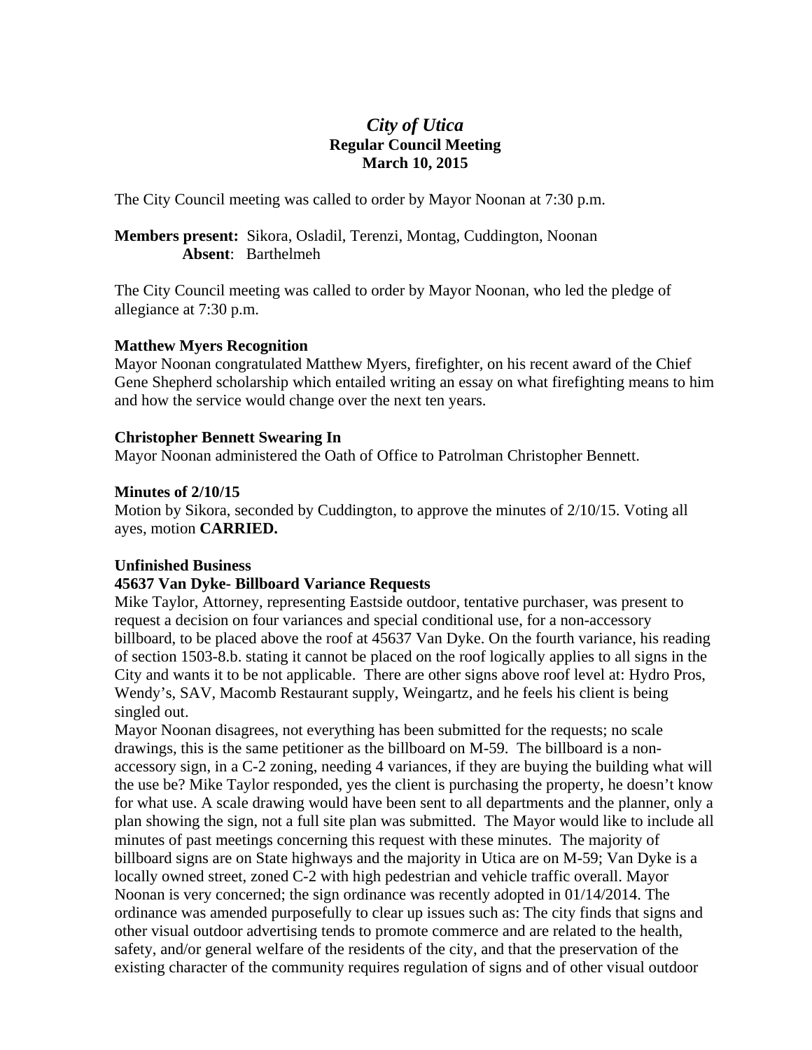# *City of Utica*
## Regular Council Meeting
## March 10, 2015

The City Council meeting was called to order by Mayor Noonan at 7:30 p.m.

**Members present:** Sikora, Osladil, Terenzi, Montag, Cuddington, Noonan
**Absent**: Barthelmeh

The City Council meeting was called to order by Mayor Noonan, who led the pledge of allegiance at 7:30 p.m.

**Matthew Myers Recognition**
Mayor Noonan congratulated Matthew Myers, firefighter, on his recent award of the Chief Gene Shepherd scholarship which entailed writing an essay on what firefighting means to him and how the service would change over the next ten years.

**Christopher Bennett Swearing In**
Mayor Noonan administered the Oath of Office to Patrolman Christopher Bennett.

**Minutes of 2/10/15**
Motion by Sikora, seconded by Cuddington, to approve the minutes of 2/10/15. Voting all ayes, motion **CARRIED.**

**Unfinished Business**
**45637 Van Dyke- Billboard Variance Requests**
Mike Taylor, Attorney, representing Eastside outdoor, tentative purchaser, was present to request a decision on four variances and special conditional use, for a non-accessory billboard, to be placed above the roof at 45637 Van Dyke. On the fourth variance, his reading of section 1503-8.b. stating it cannot be placed on the roof logically applies to all signs in the City and wants it to be not applicable. There are other signs above roof level at: Hydro Pros, Wendy's, SAV, Macomb Restaurant supply, Weingartz, and he feels his client is being singled out.
Mayor Noonan disagrees, not everything has been submitted for the requests; no scale drawings, this is the same petitioner as the billboard on M-59. The billboard is a non-accessory sign, in a C-2 zoning, needing 4 variances, if they are buying the building what will the use be? Mike Taylor responded, yes the client is purchasing the property, he doesn't know for what use. A scale drawing would have been sent to all departments and the planner, only a plan showing the sign, not a full site plan was submitted. The Mayor would like to include all minutes of past meetings concerning this request with these minutes. The majority of billboard signs are on State highways and the majority in Utica are on M-59; Van Dyke is a locally owned street, zoned C-2 with high pedestrian and vehicle traffic overall. Mayor Noonan is very concerned; the sign ordinance was recently adopted in 01/14/2014. The ordinance was amended purposefully to clear up issues such as: The city finds that signs and other visual outdoor advertising tends to promote commerce and are related to the health, safety, and/or general welfare of the residents of the city, and that the preservation of the existing character of the community requires regulation of signs and of other visual outdoor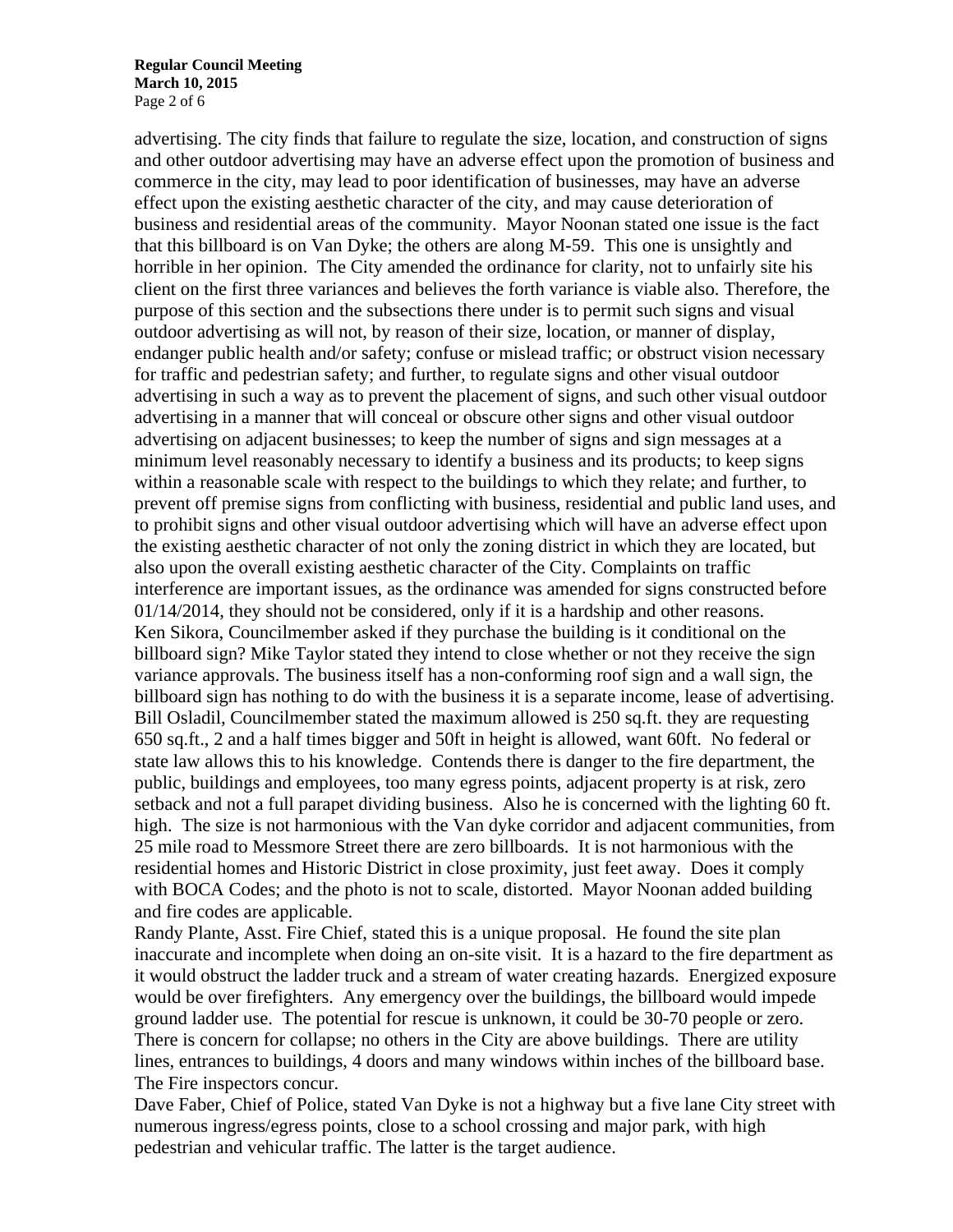advertising. The city finds that failure to regulate the size, location, and construction of signs and other outdoor advertising may have an adverse effect upon the promotion of business and commerce in the city, may lead to poor identification of businesses, may have an adverse effect upon the existing aesthetic character of the city, and may cause deterioration of business and residential areas of the community. Mayor Noonan stated one issue is the fact that this billboard is on Van Dyke; the others are along M-59. This one is unsightly and horrible in her opinion. The City amended the ordinance for clarity, not to unfairly site his client on the first three variances and believes the forth variance is viable also. Therefore, the purpose of this section and the subsections there under is to permit such signs and visual outdoor advertising as will not, by reason of their size, location, or manner of display, endanger public health and/or safety; confuse or mislead traffic; or obstruct vision necessary for traffic and pedestrian safety; and further, to regulate signs and other visual outdoor advertising in such a way as to prevent the placement of signs, and such other visual outdoor advertising in a manner that will conceal or obscure other signs and other visual outdoor advertising on adjacent businesses; to keep the number of signs and sign messages at a minimum level reasonably necessary to identify a business and its products; to keep signs within a reasonable scale with respect to the buildings to which they relate; and further, to prevent off premise signs from conflicting with business, residential and public land uses, and to prohibit signs and other visual outdoor advertising which will have an adverse effect upon the existing aesthetic character of not only the zoning district in which they are located, but also upon the overall existing aesthetic character of the City. Complaints on traffic interference are important issues, as the ordinance was amended for signs constructed before 01/14/2014, they should not be considered, only if it is a hardship and other reasons.

Ken Sikora, Councilmember asked if they purchase the building is it conditional on the billboard sign? Mike Taylor stated they intend to close whether or not they receive the sign variance approvals. The business itself has a non-conforming roof sign and a wall sign, the billboard sign has nothing to do with the business it is a separate income, lease of advertising.

Bill Osladil, Councilmember stated the maximum allowed is 250 sq.ft. they are requesting 650 sq.ft., 2 and a half times bigger and 50ft in height is allowed, want 60ft. No federal or state law allows this to his knowledge. Contends there is danger to the fire department, the public, buildings and employees, too many egress points, adjacent property is at risk, zero setback and not a full parapet dividing business. Also he is concerned with the lighting 60 ft. high. The size is not harmonious with the Van dyke corridor and adjacent communities, from 25 mile road to Messmore Street there are zero billboards. It is not harmonious with the residential homes and Historic District in close proximity, just feet away. Does it comply with BOCA Codes; and the photo is not to scale, distorted. Mayor Noonan added building and fire codes are applicable.

Randy Plante, Asst. Fire Chief, stated this is a unique proposal. He found the site plan inaccurate and incomplete when doing an on-site visit. It is a hazard to the fire department as it would obstruct the ladder truck and a stream of water creating hazards. Energized exposure would be over firefighters. Any emergency over the buildings, the billboard would impede ground ladder use. The potential for rescue is unknown, it could be 30-70 people or zero. There is concern for collapse; no others in the City are above buildings. There are utility lines, entrances to buildings, 4 doors and many windows within inches of the billboard base. The Fire inspectors concur.

Dave Faber, Chief of Police, stated Van Dyke is not a highway but a five lane City street with numerous ingress/egress points, close to a school crossing and major park, with high pedestrian and vehicular traffic. The latter is the target audience.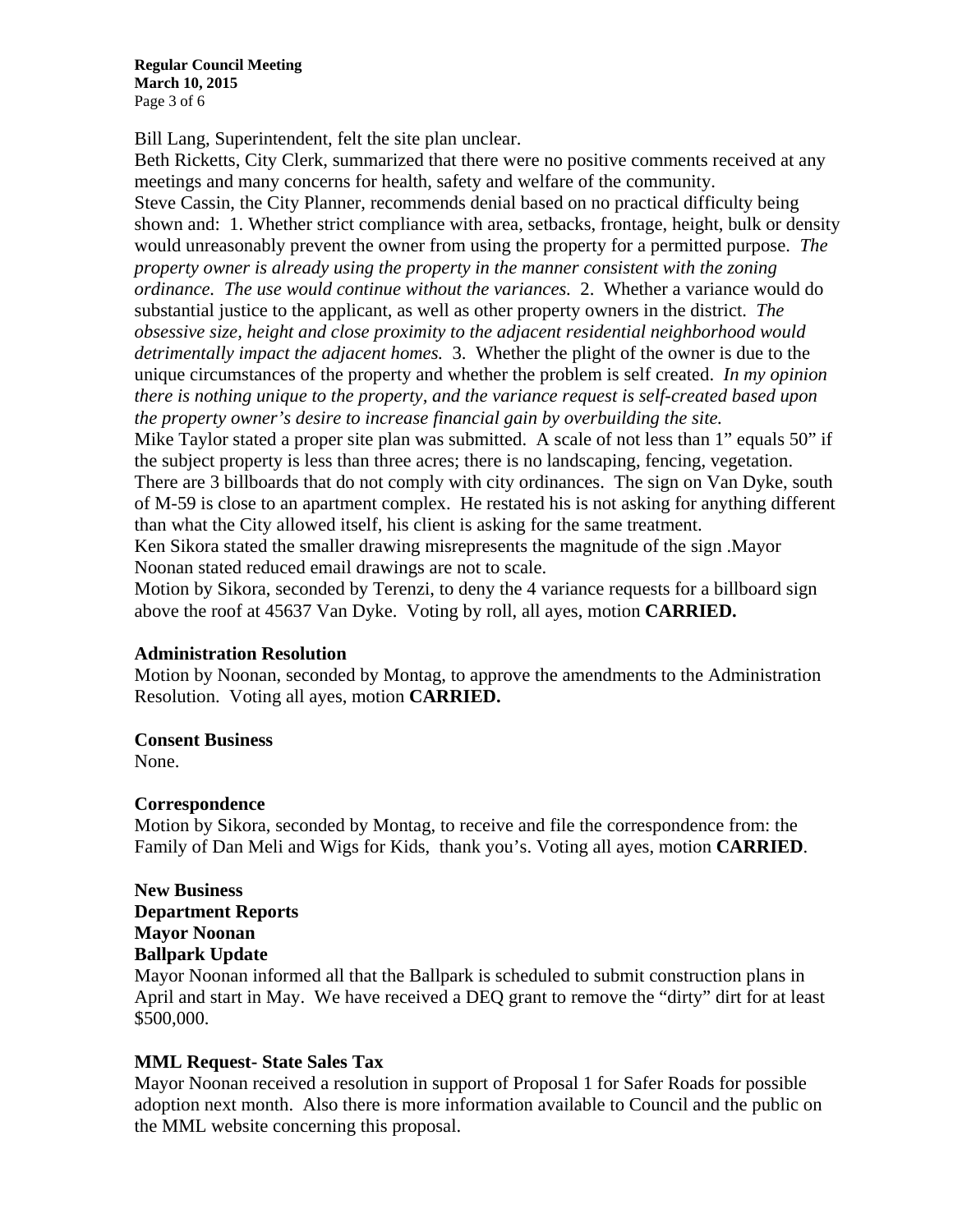Bill Lang, Superintendent, felt the site plan unclear.
Beth Ricketts, City Clerk, summarized that there were no positive comments received at any meetings and many concerns for health, safety and welfare of the community.
Steve Cassin, the City Planner, recommends denial based on no practical difficulty being shown and: 1. Whether strict compliance with area, setbacks, frontage, height, bulk or density would unreasonably prevent the owner from using the property for a permitted purpose. *The property owner is already using the property in the manner consistent with the zoning ordinance. The use would continue without the variances.* 2. Whether a variance would do substantial justice to the applicant, as well as other property owners in the district. *The obsessive size, height and close proximity to the adjacent residential neighborhood would detrimentally impact the adjacent homes.* 3. Whether the plight of the owner is due to the unique circumstances of the property and whether the problem is self created. *In my opinion there is nothing unique to the property, and the variance request is self-created based upon the property owner's desire to increase financial gain by overbuilding the site.*
Mike Taylor stated a proper site plan was submitted. A scale of not less than 1" equals 50" if the subject property is less than three acres; there is no landscaping, fencing, vegetation. There are 3 billboards that do not comply with city ordinances. The sign on Van Dyke, south of M-59 is close to an apartment complex. He restated his is not asking for anything different than what the City allowed itself, his client is asking for the same treatment.
Ken Sikora stated the smaller drawing misrepresents the magnitude of the sign .Mayor Noonan stated reduced email drawings are not to scale.
Motion by Sikora, seconded by Terenzi, to deny the 4 variance requests for a billboard sign above the roof at 45637 Van Dyke. Voting by roll, all ayes, motion **CARRIED.**

**Administration Resolution**
Motion by Noonan, seconded by Montag, to approve the amendments to the Administration Resolution. Voting all ayes, motion **CARRIED.**

**Consent Business**
None.

**Correspondence**
Motion by Sikora, seconded by Montag, to receive and file the correspondence from: the Family of Dan Meli and Wigs for Kids, thank you's. Voting all ayes, motion **CARRIED**.

**New Business**
**Department Reports**
**Mayor Noonan**
**Ballpark Update**
Mayor Noonan informed all that the Ballpark is scheduled to submit construction plans in April and start in May. We have received a DEQ grant to remove the "dirty" dirt for at least $500,000.

**MML Request- State Sales Tax**
Mayor Noonan received a resolution in support of Proposal 1 for Safer Roads for possible adoption next month. Also there is more information available to Council and the public on the MML website concerning this proposal.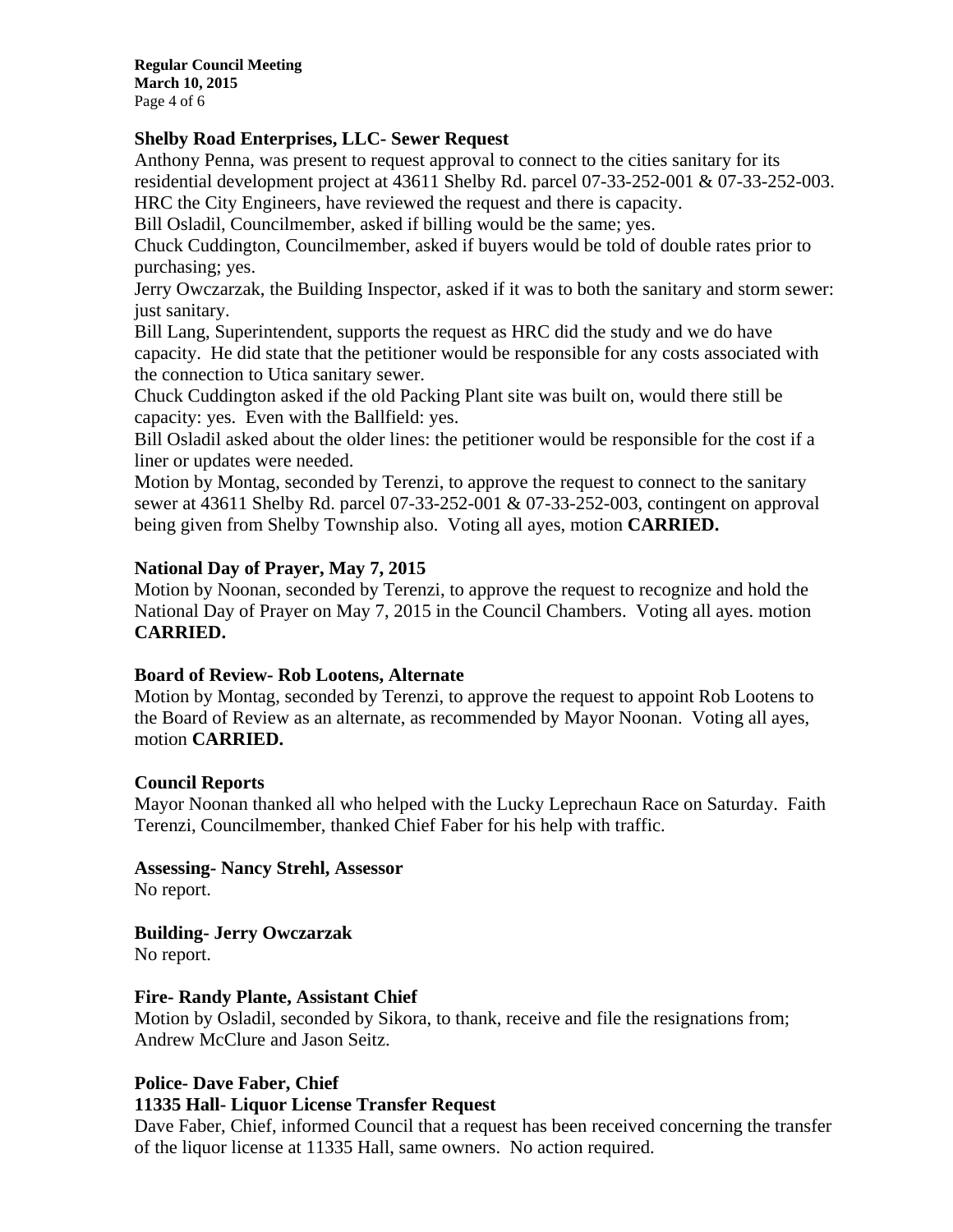**Shelby Road Enterprises, LLC- Sewer Request**

Anthony Penna, was present to request approval to connect to the cities sanitary for its residential development project at 43611 Shelby Rd. parcel 07-33-252-001 & 07-33-252-003. HRC the City Engineers, have reviewed the request and there is capacity.

Bill Osladil, Councilmember, asked if billing would be the same; yes.

Chuck Cuddington, Councilmember, asked if buyers would be told of double rates prior to purchasing; yes.

Jerry Owczarzak, the Building Inspector, asked if it was to both the sanitary and storm sewer: just sanitary.

Bill Lang, Superintendent, supports the request as HRC did the study and we do have capacity. He did state that the petitioner would be responsible for any costs associated with the connection to Utica sanitary sewer.

Chuck Cuddington asked if the old Packing Plant site was built on, would there still be capacity: yes. Even with the Ballfield: yes.

Bill Osladil asked about the older lines: the petitioner would be responsible for the cost if a liner or updates were needed.

Motion by Montag, seconded by Terenzi, to approve the request to connect to the sanitary sewer at 43611 Shelby Rd. parcel 07-33-252-001 & 07-33-252-003, contingent on approval being given from Shelby Township also. Voting all ayes, motion **CARRIED.**

**National Day of Prayer, May 7, 2015**

Motion by Noonan, seconded by Terenzi, to approve the request to recognize and hold the National Day of Prayer on May 7, 2015 in the Council Chambers. Voting all ayes. motion **CARRIED.**

**Board of Review- Rob Lootens, Alternate**

Motion by Montag, seconded by Terenzi, to approve the request to appoint Rob Lootens to the Board of Review as an alternate, as recommended by Mayor Noonan. Voting all ayes, motion **CARRIED.**

**Council Reports**

Mayor Noonan thanked all who helped with the Lucky Leprechaun Race on Saturday. Faith Terenzi, Councilmember, thanked Chief Faber for his help with traffic.

**Assessing- Nancy Strehl, Assessor**

No report.

**Building- Jerry Owczarzak**

No report.

**Fire- Randy Plante, Assistant Chief**

Motion by Osladil, seconded by Sikora, to thank, receive and file the resignations from; Andrew McClure and Jason Seitz.

**Police- Dave Faber, Chief**

**11335 Hall- Liquor License Transfer Request**

Dave Faber, Chief, informed Council that a request has been received concerning the transfer of the liquor license at 11335 Hall, same owners. No action required.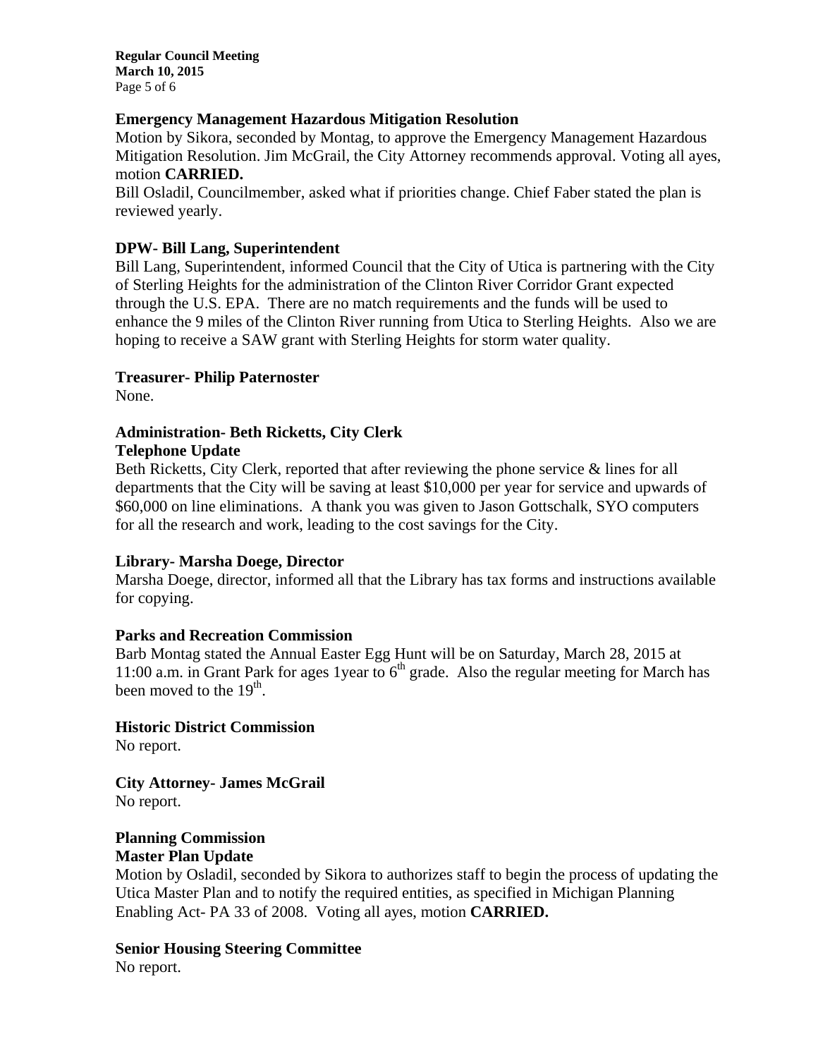**Emergency Management Hazardous Mitigation Resolution**

Motion by Sikora, seconded by Montag, to approve the Emergency Management Hazardous Mitigation Resolution. Jim McGrail, the City Attorney recommends approval. Voting all ayes, motion **CARRIED.**

Bill Osladil, Councilmember, asked what if priorities change. Chief Faber stated the plan is reviewed yearly.

**DPW- Bill Lang, Superintendent**

Bill Lang, Superintendent, informed Council that the City of Utica is partnering with the City of Sterling Heights for the administration of the Clinton River Corridor Grant expected through the U.S. EPA. There are no match requirements and the funds will be used to enhance the 9 miles of the Clinton River running from Utica to Sterling Heights. Also we are hoping to receive a SAW grant with Sterling Heights for storm water quality.

**Treasurer- Philip Paternoster**

None.

**Administration- Beth Ricketts, City Clerk**

**Telephone Update**

Beth Ricketts, City Clerk, reported that after reviewing the phone service & lines for all departments that the City will be saving at least $10,000 per year for service and upwards of $60,000 on line eliminations. A thank you was given to Jason Gottschalk, SYO computers for all the research and work, leading to the cost savings for the City.

**Library- Marsha Doege, Director**

Marsha Doege, director, informed all that the Library has tax forms and instructions available for copying.

**Parks and Recreation Commission**

Barb Montag stated the Annual Easter Egg Hunt will be on Saturday, March 28, 2015 at 11:00 a.m. in Grant Park for ages 1year to 6th grade. Also the regular meeting for March has been moved to the 19th.

**Historic District Commission**

No report.

**City Attorney- James McGrail**

No report.

**Planning Commission**

**Master Plan Update**

Motion by Osladil, seconded by Sikora to authorizes staff to begin the process of updating the Utica Master Plan and to notify the required entities, as specified in Michigan Planning Enabling Act- PA 33 of 2008. Voting all ayes, motion **CARRIED.**

**Senior Housing Steering Committee**

No report.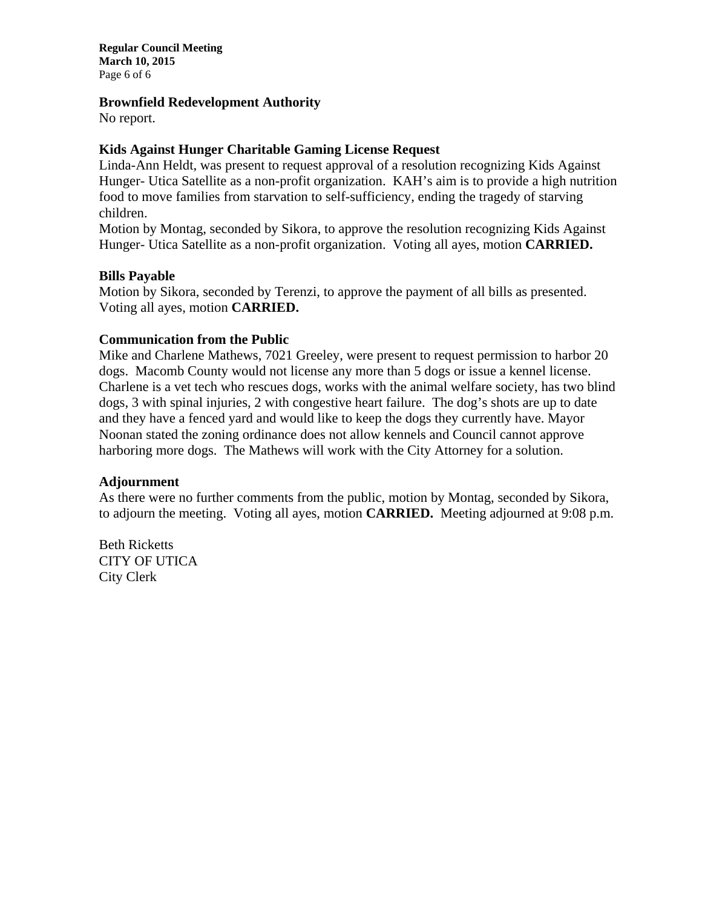**Brownfield Redevelopment Authority**
No report.

**Kids Against Hunger Charitable Gaming License Request**
Linda-Ann Heldt, was present to request approval of a resolution recognizing Kids Against Hunger- Utica Satellite as a non-profit organization. KAH's aim is to provide a high nutrition food to move families from starvation to self-sufficiency, ending the tragedy of starving children.
Motion by Montag, seconded by Sikora, to approve the resolution recognizing Kids Against Hunger- Utica Satellite as a non-profit organization. Voting all ayes, motion **CARRIED.**

**Bills Payable**
Motion by Sikora, seconded by Terenzi, to approve the payment of all bills as presented. Voting all ayes, motion **CARRIED.**

**Communication from the Public**
Mike and Charlene Mathews, 7021 Greeley, were present to request permission to harbor 20 dogs. Macomb County would not license any more than 5 dogs or issue a kennel license. Charlene is a vet tech who rescues dogs, works with the animal welfare society, has two blind dogs, 3 with spinal injuries, 2 with congestive heart failure. The dog's shots are up to date and they have a fenced yard and would like to keep the dogs they currently have. Mayor Noonan stated the zoning ordinance does not allow kennels and Council cannot approve harboring more dogs. The Mathews will work with the City Attorney for a solution.

**Adjournment**
As there were no further comments from the public, motion by Montag, seconded by Sikora, to adjourn the meeting. Voting all ayes, motion **CARRIED.** Meeting adjourned at 9:08 p.m.

Beth Ricketts
CITY OF UTICA
City Clerk